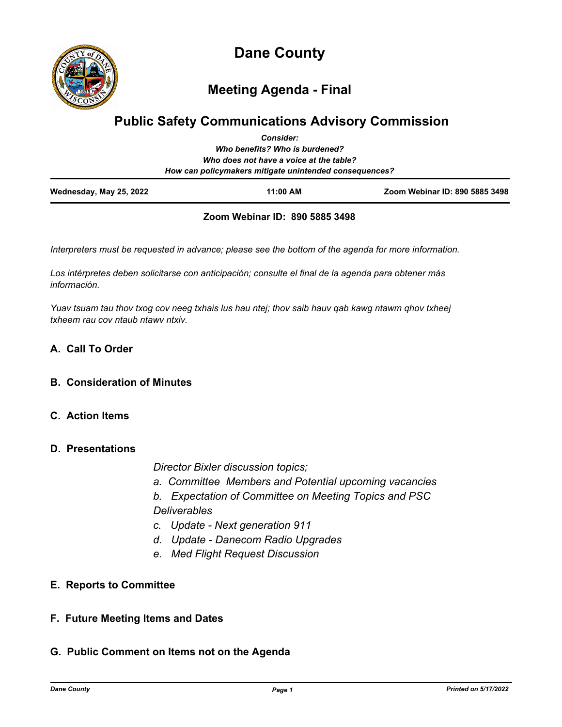# Dane County

## Meeting Agenda - Final

## Public Safety Communications Advisory Commission

***Consider:***
***Who benefits? Who is burdened?***
***Who does not have a voice at the table?***
***How can policymakers mitigate unintended consequences?***

| **Wednesday, May 25, 2022** | **11:00 AM** | **Zoom Webinar ID: 890 5885 3498** |
|---|---|---|

**Zoom Webinar ID: 890 5885 3498**

*Interpreters must be requested in advance; please see the bottom of the agenda for more information.*

*Los intérpretes deben solicitarse con anticipación; consulte el final de la agenda para obtener más información.*

*Yuav tsuam tau thov txog cov neeg txhais lus hau ntej; thov saib hauv qab kawg ntawm qhov txheej txheem rau cov ntaub ntawv ntxiv.*

### A. Call To Order

### B. Consideration of Minutes

### C. Action Items

### D. Presentations

*Director Bixler discussion topics;*

*a. Committee Members and Potential upcoming vacancies*

*b. Expectation of Committee on Meeting Topics and PSC Deliverables*

*c. Update - Next generation 911*

*d. Update - Danecom Radio Upgrades*

*e. Med Flight Request Discussion*

### E. Reports to Committee

### F. Future Meeting Items and Dates

### G. Public Comment on Items not on the Agenda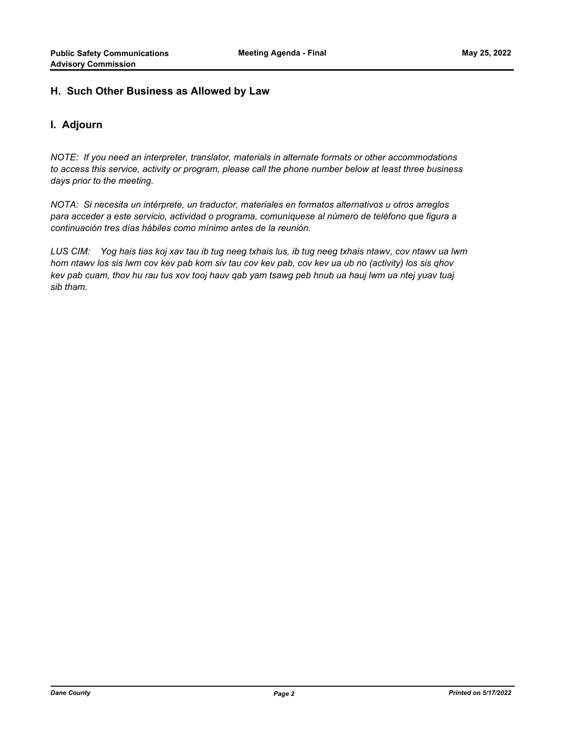## H. Such Other Business as Allowed by Law

## I. Adjourn

*NOTE: If you need an interpreter, translator, materials in alternate formats or other accommodations to access this service, activity or program, please call the phone number below at least three business days prior to the meeting.*

*NOTA: Si necesita un intérprete, un traductor, materiales en formatos alternativos u otros arreglos para acceder a este servicio, actividad o programa, comuníquese al número de teléfono que figura a continuación tres días hábiles como mínimo antes de la reunión.*

*LUS CIM: Yog hais tias koj xav tau ib tug neeg txhais lus, ib tug neeg txhais ntawv, cov ntawv ua lwm hom ntawv los sis lwm cov kev pab kom siv tau cov kev pab, cov kev ua ub no (activity) los sis qhov kev pab cuam, thov hu rau tus xov tooj hauv qab yam tsawg peb hnub ua hauj lwm ua ntej yuav tuaj sib tham.*